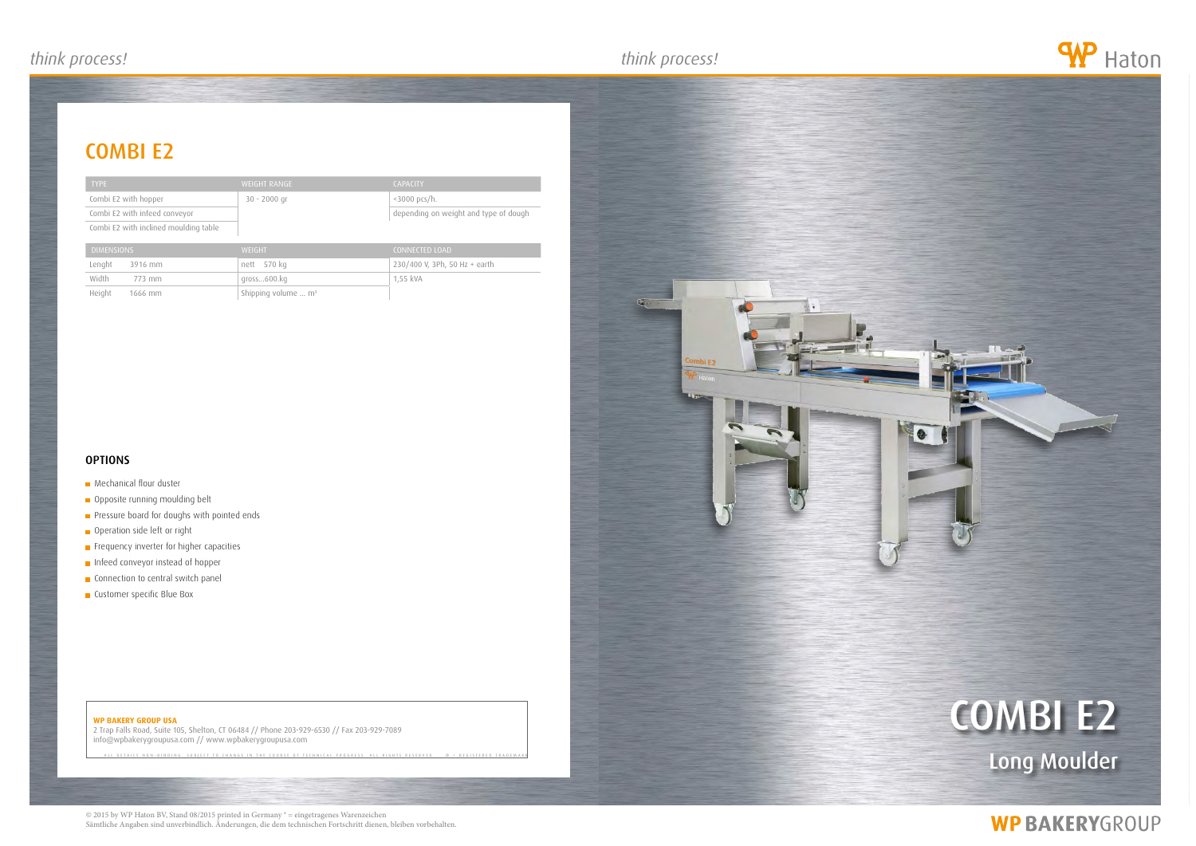# COMBI E2

| TYPE | WEIGHT RANGE | CAPACITY |
|---|---|---|
| Combi E2 with hopper | 30 - 2000 gr | <3000 pcs/h. |
| Combi E2 with infeed conveyor | | depending on weight and type of dough |
| Combi E2 with inclined moulding table | | |

| DIMENSIONS | | WEIGHT | CONNECTED LOAD |
|---|---|---|---|
| Lenght | 3916 mm | nett 570 kg | 230/400 V, 3Ph, 50 Hz + earth |
| Width | 773 mm | gross...600.kg | 1,55 kVA |
| Height | 1666 mm | Shipping volume ... m³ | |

### OPTIONS

- Mechanical flour duster
- Opposite running moulding belt
- Pressure board for doughs with pointed ends
- Operation side left or right
- Frequency inverter for higher capacities
- Infeed conveyor instead of hopper
- Connection to central switch panel
- Customer specific Blue Box

**WP BAKERY GROUP USA**
2 Trap Falls Road, Suite 105, Shelton, CT 06484 // Phone 203-929-6530 // Fax 203-929-7089
info@wpbakerygroupusa.com // www.wpbakerygroupusa.com

ALL DETAILS NON-BINDING. SUBJECT TO CHANGE IN THE COURSE OF TECHNICAL PROGRESS. ALL RIGHTS RESERVED. ® = REGISTERED TRADEMARK

# COMBI E2

## Long Moulder

© 2015 by WP Haton BV, Stand 08/2015 printed in Germany ® = eingetragenes Warenzeichen
Sämtliche Angaben sind unverbindlich. Änderungen, die dem technischen Fortschritt dienen, bleiben vorbehalten.

WP BAKERYGROUP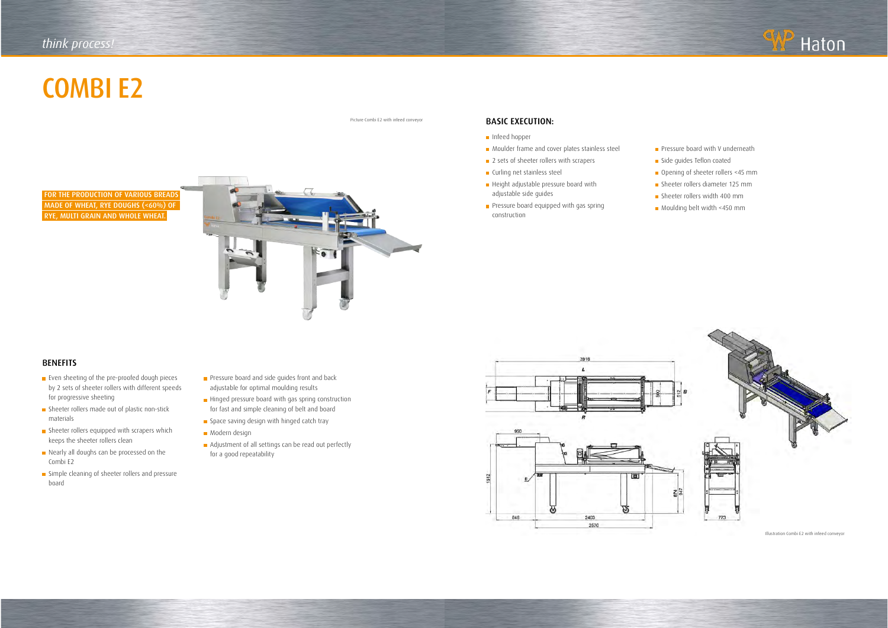# COMBI E2

Picture Combi E2 with infeed conveyor

**FOR THE PRODUCTION OF VARIOUS BREADS MADE OF WHEAT, RYE DOUGHS (<60%) OF RYE, MULTI GRAIN AND WHOLE WHEAT.**

## BASIC EXECUTION:

- Infeed hopper
- Moulder frame and cover plates stainless steel
- 2 sets of sheeter rollers with scrapers
- Curling net stainless steel
- Height adjustable pressure board with adjustable side guides
- Pressure board equipped with gas spring construction
- Pressure board with V underneath
- Side guides Teflon coated
- Opening of sheeter rollers <45 mm
- Sheeter rollers diameter 125 mm
- Sheeter rollers width 400 mm
- Moulding belt width <450 mm

## BENEFITS

- Even sheeting of the pre-proofed dough pieces by 2 sets of sheeter rollers with different speeds for progressive sheeting
- Sheeter rollers made out of plastic non-stick materials
- Sheeter rollers equipped with scrapers which keeps the sheeter rollers clean
- Nearly all doughs can be processed on the Combi E2
- Simple cleaning of sheeter rollers and pressure board
- Pressure board and side guides front and back adjustable for optimal moulding results
- Hinged pressure board with gas spring construction for fast and simple cleaning of belt and board
- Space saving design with hinged catch tray
- Modern design
- Adjustment of all settings can be read out perfectly for a good repeatability

3916
L
F
B
512
500
R
950
1512
E
874
947
840
2403
2570
773

Illustration Combi E2 with infeed conveyor